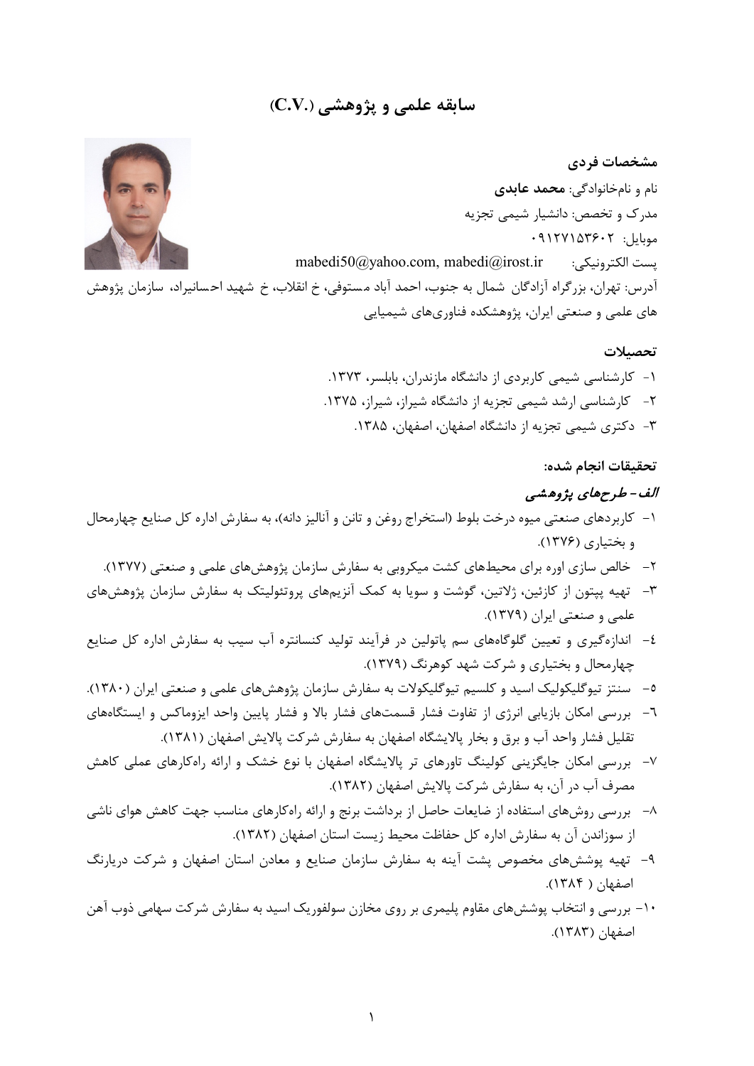# سابقه علمی و پژوهشی (.C.V)

## مشخصات فردی

نام و نام‌خانوادگی: **محمد عابدی**

مدرک و تخصص: دانشیار شیمی تجزیه

موبایل: ۰۹۱۲۷۱۵۳۶۰۲

پست الکترونیکی: mabedi50@yahoo.com, mabedi@irost.ir

آدرس: تهران، بزرگراه آزادگان شمال به جنوب، احمد آباد مستوفی، خ انقلاب، خ شهید احسانیراد، سازمان پژوهش های علمی و صنعتی ایران، پژوهشکده فناوری‌های شیمیایی

## تحصیلات

۱- کارشناسی شیمی کاربردی از دانشگاه مازندران، بابلسر، ۱۳۷۳.

۲- کارشناسی ارشد شیمی تجزیه از دانشگاه شیراز، شیراز، ۱۳۷۵.

۳- دکتری شیمی تجزیه از دانشگاه اصفهان، اصفهان، ۱۳۸۵.

## تحقیقات انجام شده:

### *الف- طرح‌های پژوهشی*

۱- کاربردهای صنعتی میوه درخت بلوط (استخراج روغن و تانن و آنالیز دانه)، به سفارش اداره کل صنایع چهارمحال و بختیاری (۱۳۷۶).

۲- خالص سازی اوره برای محیط‌های کشت میکروبی به سفارش سازمان پژوهش‌های علمی و صنعتی (۱۳۷۷).

۳- تهیه پپتون از کازئین، ژلاتین، گوشت و سویا به کمک آنزیم‌های پروتئولیتک به سفارش سازمان پژوهش‌های علمی و صنعتی ایران (۱۳۷۹).

٤- اندازه‌گیری و تعیین گلوگاه‌های سم پاتولین در فرآیند تولید کنسانتره آب سیب به سفارش اداره کل صنایع چهارمحال و بختیاری و شرکت شهد کوهرنگ (۱۳۷۹).

٥- سنتز تیوگلیکولیک اسید و کلسیم تیوگلیکولات به سفارش سازمان پژوهش‌های علمی و صنعتی ایران (۱۳۸۰).

٦- بررسی امکان بازیابی انرژی از تفاوت فشار قسمت‌های فشار بالا و فشار پایین واحد ایزوماکس و ایستگاه‌های تقلیل فشار واحد آب و برق و بخار پالایشگاه اصفهان به سفارش شرکت پالایش اصفهان (۱۳۸۱).

۷- بررسی امکان جایگزینی کولینگ تاورهای تر پالایشگاه اصفهان با نوع خشک و ارائه راه‌کارهای عملی کاهش مصرف آب در آن، به سفارش شرکت پالایش اصفهان (۱۳۸۲).

۸- بررسی روش‌های استفاده از ضایعات حاصل از برداشت برنج و ارائه راه‌کارهای مناسب جهت کاهش هوای ناشی از سوزاندن آن به سفارش اداره کل حفاظت محیط زیست استان اصفهان (۱۳۸۲).

۹- تهیه پوشش‌های مخصوص پشت آینه به سفارش سازمان صنایع و معادن استان اصفهان و شرکت دریارنگ اصفهان ( ۱۳۸۴).

۱۰- بررسی و انتخاب پوشش‌های مقاوم پلیمری بر روی مخازن سولفوریک اسید به سفارش شرکت سهامی ذوب آهن اصفهان (۱۳۸۳).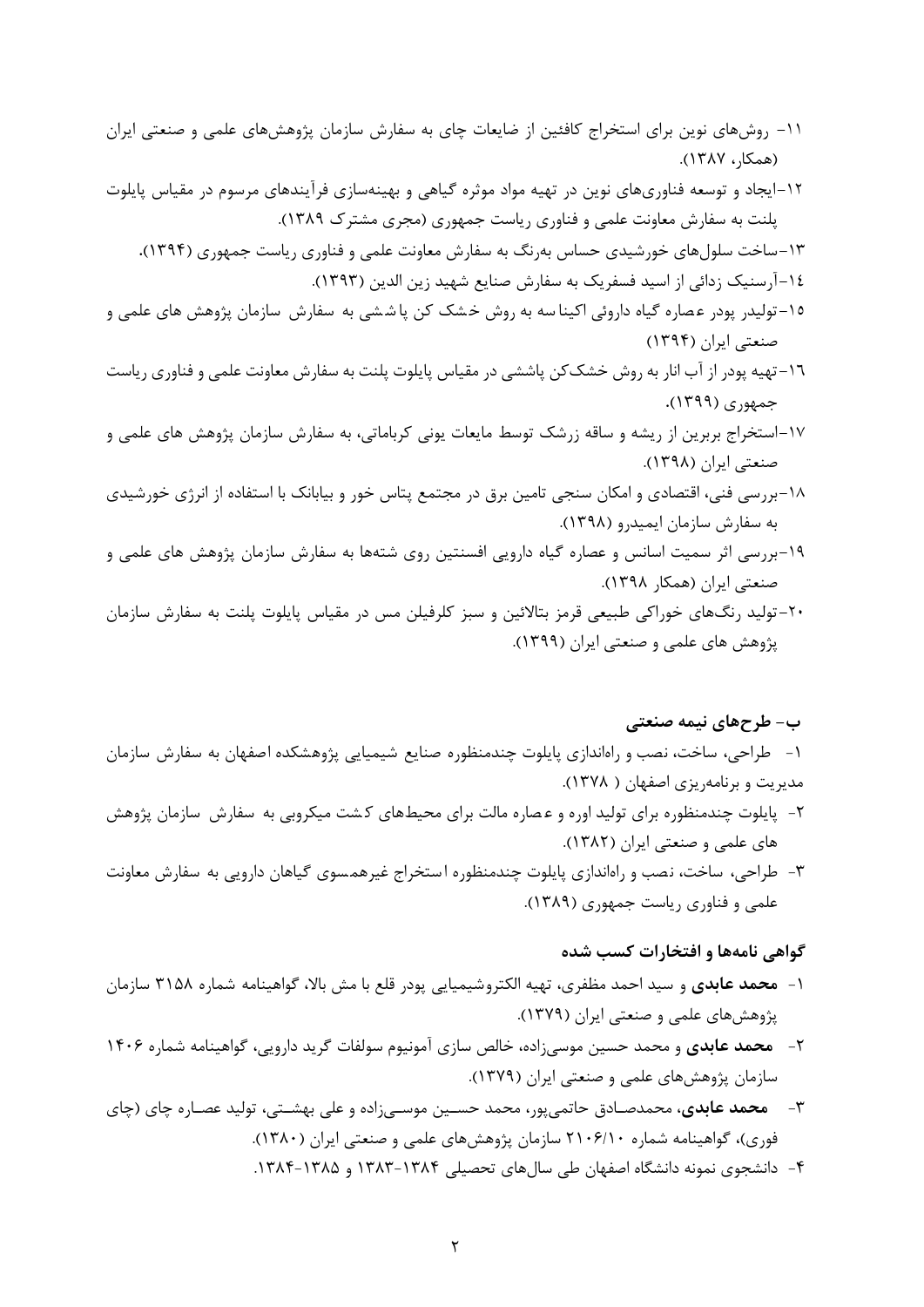۱۱- روش‌های نوین برای استخراج کافئین از ضایعات چای به سفارش سازمان پژوهش‌های علمی و صنعتی ایران (همکار، ۱۳۸۷).

۱۲-ایجاد و توسعه فناوری‌های نوین در تهیه مواد موثره گیاهی و بهینه‌سازی فرآیندهای مرسوم در مقیاس پایلوت پلنت به سفارش معاونت علمی و فناوری ریاست جمهوری (مجری مشترک ۱۳۸۹).

۱۳-ساخت سلول‌های خورشیدی حساس به‌رنگ به سفارش معاونت علمی و فناوری ریاست جمهوری (۱۳۹۴).

١٤-آرسنیک زدائی از اسید فسفریک به سفارش صنایع شهید زین الدین (۱۳۹۳).

١٥-تولیدر پودر عصاره گیاه داروئی اکیناسه به روش خشک کن پاششی به سفارش سازمان پژوهش های علمی و صنعتی ایران (۱۳۹۴)

١٦-تهیه پودر از آب انار به روش خشک‌کن پاششی در مقیاس پایلوت پلنت به سفارش معاونت علمی و فناوری ریاست جمهوری (۱۳۹۹).

١٧-استخراج بربرین از ریشه و ساقه زرشک توسط مایعات یونی کرباماتی، به سفارش سازمان پژوهش های علمی و صنعتی ایران (۱۳۹۸).

١٨-بررسی فنی، اقتصادی و امکان سنجی تامین برق در مجتمع پتاس خور و بیابانک با استفاده از انرژی خورشیدی به سفارش سازمان ایمیدرو (۱۳۹۸).

١٩-بررسی اثر سمیت اسانس و عصاره گیاه دارویی افسنتین روی شته‌ها به سفارش سازمان پژوهش های علمی و صنعتی ایران (همکار ۱۳۹۸).

۲۰-تولید رنگ‌های خوراکی طبیعی قرمز بتالائین و سبز کلرفیلن مس در مقیاس پایلوت پلنت به سفارش سازمان پژوهش های علمی و صنعتی ایران (۱۳۹۹).

### ب- طرح‌های نیمه صنعتی

۱- طراحی، ساخت، نصب و راه‌اندازی پایلوت چندمنظوره صنایع شیمیایی پژوهشکده اصفهان به سفارش سازمان مدیریت و برنامه‌ریزی اصفهان ( ۱۳۷۸).

۲- پایلوت چندمنظوره برای تولید اوره و عصاره مالت برای محیط‌های کشت میکروبی به سفارش سازمان پژوهش های علمی و صنعتی ایران (۱۳۸۲).

۳- طراحی، ساخت، نصب و راه‌اندازی پایلوت چندمنظوره استخراج غیرهم‌سوی گیاهان دارویی به سفارش معاونت علمی و فناوری ریاست جمهوری (۱۳۸۹).

### گواهی نامه‌ها و افتخارات کسب شده

۱- **محمد عابدی** و سید احمد مظفری، تهیه الکتروشیمیایی پودر قلع با مش بالا، گواهینامه شماره ۳۱۵۸ سازمان پژوهش‌های علمی و صنعتی ایران (۱۳۷۹).

۲- **محمد عابدی** و محمد حسین موسی‌زاده، خالص سازی آمونیوم سولفات گرید دارویی، گواهینامه شماره ۱۴۰۶ سازمان پژوهش‌های علمی و صنعتی ایران (۱۳۷۹).

۳- **محمد عابدی**، محمدصادق حاتمی‌پور، محمد حسین موسی‌زاده و علی بهشتی، تولید عصاره چای (چای فوری)، گواهینامه شماره ۲۱۰۶/۱۰ سازمان پژوهش‌های علمی و صنعتی ایران (۱۳۸۰).

۴- دانشجوی نمونه دانشگاه اصفهان طی سال‌های تحصیلی ۱۳۸۴-۱۳۸۳ و ۱۳۸۵-۱۳۸۴.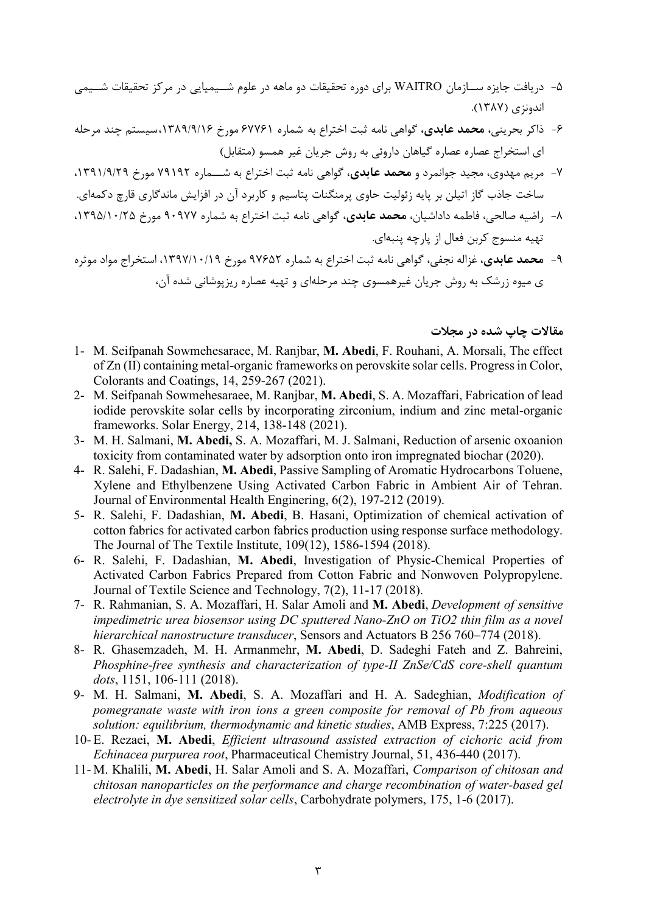۵- دریافت جایزه سازمان WAITRO برای دوره تحقیقات دو ماهه در علوم شیمیایی در مرکز تحقیقات شیمی اندونزی (۱۳۸۷).

۶- ذاکر بحرینی، **محمد عابدی**، گواهی نامه ثبت اختراع به شماره ۶۷۷۶۱ مورخ ۱۳۸۹/۹/۱۶،سیستم چند مرحله ای استخراج عصاره عصاره گیاهان دارویی به روش جریان غیر همسو (متقابل)

۷- مریم مهدوی، مجید جوانمرد و **محمد عابدی**، گواهی نامه ثبت اختراع به شماره ۷۹۱۹۲ مورخ ۱۳۹۱/۹/۲۹، ساخت جاذب گاز اتیلن بر پایه زئولیت حاوی پرمنگنات پتاسیم و کاربرد آن در افزایش ماندگاری قارچ دکمه‌ای.

۸- راضیه صالحی، فاطمه داداشیان، **محمد عابدی**، گواهی نامه ثبت اختراع به شماره ۹۰۹۷۷ مورخ ۱۳۹۵/۱۰/۲۵، تهیه منسوج کربن فعال از پارچه پنبه‌ای.

۹- **محمد عابدی**، غزاله نجفی، گواهی نامه ثبت اختراع به شماره ۹۷۶۵۲ مورخ ۱۳۹۷/۱۰/۱۹، استخراج مواد موثره ی میوه زرشک به روش جریان غیرهمسوی چند مرحله‌ای و تهیه عصاره ریزپوشانی شده آن،

## مقالات چاپ شده در مجلات

1- M. Seifpanah Sowmehesaraee, M. Ranjbar, **M. Abedi**, F. Rouhani, A. Morsali, The effect of Zn (II) containing metal-organic frameworks on perovskite solar cells. Progress in Color, Colorants and Coatings, 14, 259-267 (2021).

2- M. Seifpanah Sowmehesaraee, M. Ranjbar, **M. Abedi**, S. A. Mozaffari, Fabrication of lead iodide perovskite solar cells by incorporating zirconium, indium and zinc metal-organic frameworks. Solar Energy, 214, 138-148 (2021).

3- M. H. Salmani, **M. Abedi,** S. A. Mozaffari, M. J. Salmani, Reduction of arsenic oxoanion toxicity from contaminated water by adsorption onto iron impregnated biochar (2020).

4- R. Salehi, F. Dadashian, **M. Abedi**, Passive Sampling of Aromatic Hydrocarbons Toluene, Xylene and Ethylbenzene Using Activated Carbon Fabric in Ambient Air of Tehran. Journal of Environmental Health Enginering, 6(2), 197-212 (2019).

5- R. Salehi, F. Dadashian, **M. Abedi**, B. Hasani, Optimization of chemical activation of cotton fabrics for activated carbon fabrics production using response surface methodology. The Journal of The Textile Institute, 109(12), 1586-1594 (2018).

6- R. Salehi, F. Dadashian, **M. Abedi**, Investigation of Physic-Chemical Properties of Activated Carbon Fabrics Prepared from Cotton Fabric and Nonwoven Polypropylene. Journal of Textile Science and Technology, 7(2), 11-17 (2018).

7- R. Rahmanian, S. A. Mozaffari, H. Salar Amoli and **M. Abedi**, *Development of sensitive impedimetric urea biosensor using DC sputtered Nano-ZnO on TiO2 thin film as a novel hierarchical nanostructure transducer*, Sensors and Actuators B 256 760–774 (2018).

8- R. Ghasemzadeh, M. H. Armanmehr, **M. Abedi**, D. Sadeghi Fateh and Z. Bahreini, *Phosphine-free synthesis and characterization of type-II ZnSe/CdS core-shell quantum dots*, 1151, 106-111 (2018).

9- M. H. Salmani, **M. Abedi**, S. A. Mozaffari and H. A. Sadeghian, *Modification of pomegranate waste with iron ions a green composite for removal of Pb from aqueous solution: equilibrium, thermodynamic and kinetic studies*, AMB Express, 7:225 (2017).

10- E. Rezaei, **M. Abedi**, *Efficient ultrasound assisted extraction of cichoric acid from Echinacea purpurea root*, Pharmaceutical Chemistry Journal, 51, 436-440 (2017).

11- M. Khalili, **M. Abedi**, H. Salar Amoli and S. A. Mozaffari, *Comparison of chitosan and chitosan nanoparticles on the performance and charge recombination of water-based gel electrolyte in dye sensitized solar cells*, Carbohydrate polymers, 175, 1-6 (2017).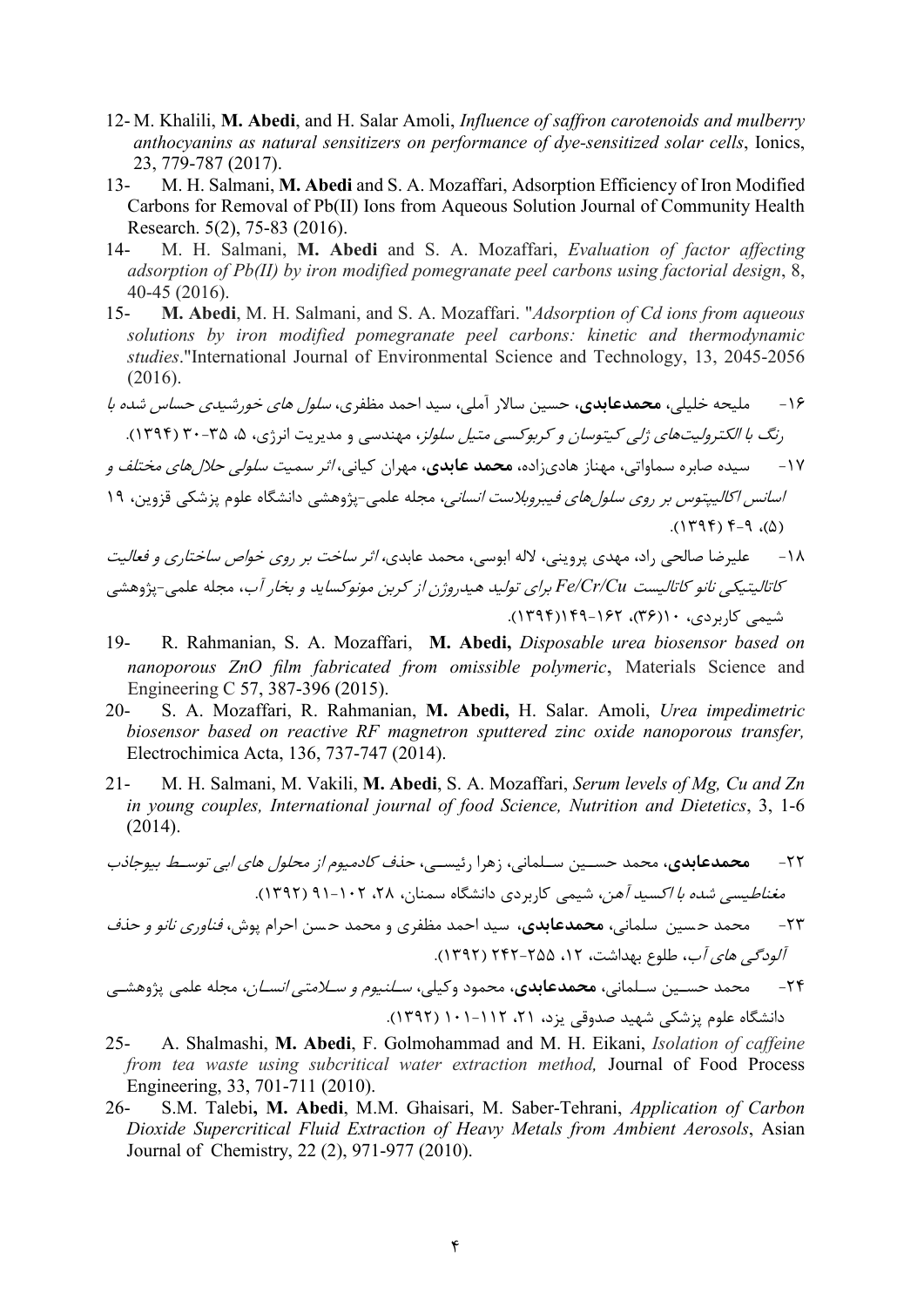12- M. Khalili, **M. Abedi**, and H. Salar Amoli, *Influence of saffron carotenoids and mulberry anthocyanins as natural sensitizers on performance of dye-sensitized solar cells*, Ionics, 23, 779-787 (2017).

13- M. H. Salmani, **M. Abedi** and S. A. Mozaffari, Adsorption Efficiency of Iron Modified Carbons for Removal of Pb(II) Ions from Aqueous Solution Journal of Community Health Research. 5(2), 75-83 (2016).

14- M. H. Salmani, **M. Abedi** and S. A. Mozaffari, *Evaluation of factor affecting adsorption of Pb(II) by iron modified pomegranate peel carbons using factorial design*, 8, 40-45 (2016).

15- **M. Abedi**, M. H. Salmani, and S. A. Mozaffari. "*Adsorption of Cd ions from aqueous solutions by iron modified pomegranate peel carbons: kinetic and thermodynamic studies*."International Journal of Environmental Science and Technology, 13, 2045-2056 (2016).

۱۶- ملیحه خلیلی، **محمدعابدی**، حسین سالار آملی، سید احمد مظفری، *سلول های خورشیدی حساس شده با رنگ با الکترولیت‌های ژلی کیتوسان و کربوکسی متیل سلولز*، مهندسی و مدیریت انرژی، ۵، ۳۵-۳۰ (۱۳۹۴).

۱۷- سیده صابره سماواتی، مهناز هادی‌زاده، **محمد عابدی**، مهران کیانی، *اثر سمیت سلولی حلال‌های مختلف و اسانس اکالیپتوس بر روی سلول‌های فیبروبلاست انسانی*، مجله علمی-پژوهشی دانشگاه علوم پزشکی قزوین، ۱۹ (۵)، ۹-۴ (۱۳۹۴).

۱۸- علیرضا صالحی راد، مهدی پروینی، لاله ابوسی، محمد عابدی، *اثر ساخت بر روی خواص ساختاری و فعالیت کاتالیتیکی نانو کاتالیست Fe/Cr/Cu برای تولید هیدروژن از کربن مونوکساید و بخار آب*، مجله علمی-پژوهشی شیمی کاربردی، ۱۰(۳۶)، ۱۶۲-۱۴۹(۱۳۹۴).

19- R. Rahmanian, S. A. Mozaffari, **M. Abedi,** *Disposable urea biosensor based on nanoporous ZnO film fabricated from omissible polymeric*, Materials Science and Engineering C 57, 387-396 (2015).

20- S. A. Mozaffari, R. Rahmanian, **M. Abedi,** H. Salar. Amoli, *Urea impedimetric biosensor based on reactive RF magnetron sputtered zinc oxide nanoporous transfer,* Electrochimica Acta, 136, 737-747 (2014).

21- M. H. Salmani, M. Vakili, **M. Abedi**, S. A. Mozaffari, *Serum levels of Mg, Cu and Zn in young couples, International journal of food Science, Nutrition and Dietetics*, 3, 1-6 (2014).

۲۲- **محمدعابدی**، محمد حسین سلمانی، زهرا رئیسی، *حذف کادمیوم از محلول های ابی توسط بیوجاذب مغناطیسی شده با اکسید آهن*، شیمی کاربردی دانشگاه سمنان، ۲۸، ۱۰۲-۹۱ (۱۳۹۲).

۲۳- محمد حسین سلمانی، سید احمد مظفری، **محمدعابدی**، و محمد حسن احرام پوش، *فناوری نانو و حذف آلودگی های آب*، طلوع بهداشت، ۱۲، ۲۵۵-۲۴۲ (۱۳۹۲).

۲۴- محمد حسین سلمانی، **محمدعابدی**، محمود وکیلی، *سلنیوم و سلامتی انسان*، مجله علمی پژوهشی دانشگاه علوم پزشکی شهید صدوقی یزد، ۲۱، ۱۱۲-۱۰۱ (۱۳۹۲).

25- A. Shalmashi, **M. Abedi**, F. Golmohammad and M. H. Eikani, *Isolation of caffeine from tea waste using subcritical water extraction method,* Journal of Food Process Engineering, 33, 701-711 (2010).

26- S.M. Talebi**, M. Abedi**, M.M. Ghaisari, M. Saber-Tehrani, *Application of Carbon Dioxide Supercritical Fluid Extraction of Heavy Metals from Ambient Aerosols*, Asian Journal of Chemistry, 22 (2), 971-977 (2010).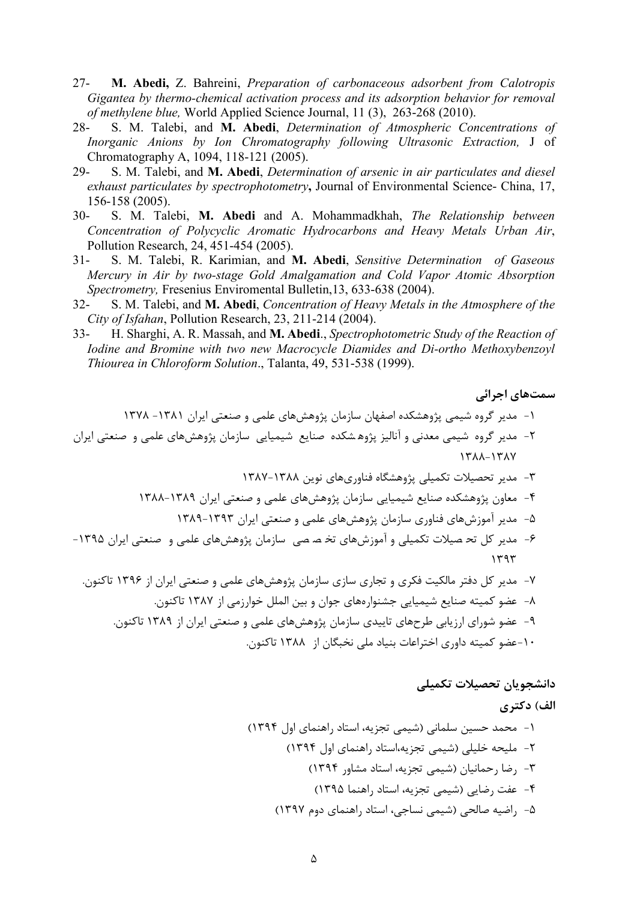27- **M. Abedi,** Z. Bahreini, *Preparation of carbonaceous adsorbent from Calotropis Gigantea by thermo-chemical activation process and its adsorption behavior for removal of methylene blue,* World Applied Science Journal, 11 (3), 263-268 (2010).

28- S. M. Talebi, and **M. Abedi**, *Determination of Atmospheric Concentrations of Inorganic Anions by Ion Chromatography following Ultrasonic Extraction,* J of Chromatography A, 1094, 118-121 (2005).

29- S. M. Talebi, and **M. Abedi**, *Determination of arsenic in air particulates and diesel exhaust particulates by spectrophotometry***,** Journal of Environmental Science- China, 17, 156-158 (2005).

30- S. M. Talebi, **M. Abedi** and A. Mohammadkhah, *The Relationship between Concentration of Polycyclic Aromatic Hydrocarbons and Heavy Metals Urban Air*, Pollution Research, 24, 451-454 (2005).

31- S. M. Talebi, R. Karimian, and **M. Abedi**, *Sensitive Determination of Gaseous Mercury in Air by two-stage Gold Amalgamation and Cold Vapor Atomic Absorption Spectrometry,* Fresenius Enviromental Bulletin,13, 633-638 (2004).

32- S. M. Talebi, and **M. Abedi**, *Concentration of Heavy Metals in the Atmosphere of the City of Isfahan*, Pollution Research, 23, 211-214 (2004).

33- H. Sharghi, A. R. Massah, and **M. Abedi**., *Spectrophotometric Study of the Reaction of Iodine and Bromine with two new Macrocycle Diamides and Di-ortho Methoxybenzoyl Thiourea in Chloroform Solution*., Talanta, 49, 531-538 (1999).

### سمت‌های اجرائی

۱- مدیر گروه شیمی پژوهشکده اصفهان سازمان پژوهش‌های علمی و صنعتی ایران ۱۳۸۱- ۱۳۷۸

۲- مدیر گروه شیمی معدنی و آنالیز پژوهشکده صنایع شیمیایی سازمان پژوهش‌های علمی و صنعتی ایران ۱۳۸۸-۱۳۸۷

۳- مدیر تحصیلات تکمیلی پژوهشگاه فناوری‌های نوین ۱۳۸۸-۱۳۸۷

۴- معاون پژوهشکده صنایع شیمیایی سازمان پژوهش‌های علمی و صنعتی ایران ۱۳۸۹-۱۳۸۸

۵- مدیر آموزش‌های فناوری سازمان پژوهش‌های علمی و صنعتی ایران ۱۳۹۳-۱۳۸۹

۶- مدیر کل تحصیلات تکمیلی و آموزش‌های تخصصی سازمان پژوهش‌های علمی و صنعتی ایران ۱۳۹۵-۱۳۹۳

۷- مدیر کل دفتر مالکیت فکری و تجاری سازی سازمان پژوهش‌های علمی و صنعتی ایران از ۱۳۹۶ تاکنون.

۸- عضو کمیته صنایع شیمیایی جشنواره‌های جوان و بین الملل خوارزمی از ۱۳۸۷ تاکنون.

۹- عضو شورای ارزیابی طرح‌های تاییدی سازمان پژوهش‌های علمی و صنعتی ایران از ۱۳۸۹ تاکنون.

۱۰-عضو کمیته داوری اختراعات بنیاد ملی نخبگان از ۱۳۸۸ تاکنون.

### دانشجویان تحصیلات تکمیلی

#### الف) دکتری

۱- محمد حسین سلمانی (شیمی تجزیه، استاد راهنمای اول ۱۳۹۴)

۲- ملیحه خلیلی (شیمی تجزیه،استاد راهنمای اول ۱۳۹۴)

۳- رضا رحمانیان (شیمی تجزیه، استاد مشاور ۱۳۹۴)

۴- عفت رضایی (شیمی تجزیه، استاد راهنما ۱۳۹۵)

۵- راضیه صالحی (شیمی نساجی، استاد راهنمای دوم ۱۳۹۷)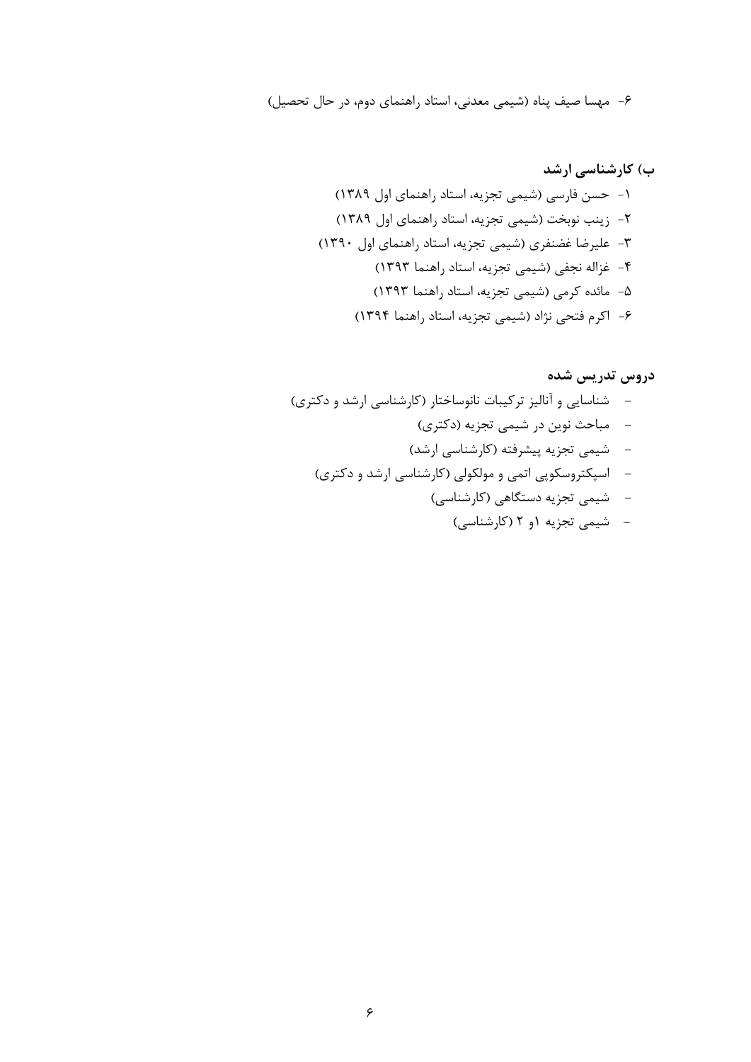۶- مهسا صیف پناه (شیمی معدنی، استاد راهنمای دوم، در حال تحصیل)

### ب) کارشناسی ارشد

۱- حسن فارسی (شیمی تجزیه، استاد راهنمای اول ۱۳۸۹)

۲- زینب نوبخت (شیمی تجزیه، استاد راهنمای اول ۱۳۸۹)

۳- علیرضا غضنفری (شیمی تجزیه، استاد راهنمای اول ۱۳۹۰)

۴- غزاله نجفی (شیمی تجزیه، استاد راهنما ۱۳۹۳)

۵- مائده کرمی (شیمی تجزیه، استاد راهنما ۱۳۹۳)

۶- اکرم فتحی نژاد (شیمی تجزیه، استاد راهنما ۱۳۹۴)

### دروس تدریس شده

- شناسایی و آنالیز ترکیبات نانوساختار (کارشناسی ارشد و دکتری)
- مباحث نوین در شیمی تجزیه (دکتری)
- شیمی تجزیه پیشرفته (کارشناسی ارشد)
- اسپکتروسکوپی اتمی و مولکولی (کارشناسی ارشد و دکتری)
- شیمی تجزیه دستگاهی (کارشناسی)
- شیمی تجزیه ۱و ۲ (کارشناسی)